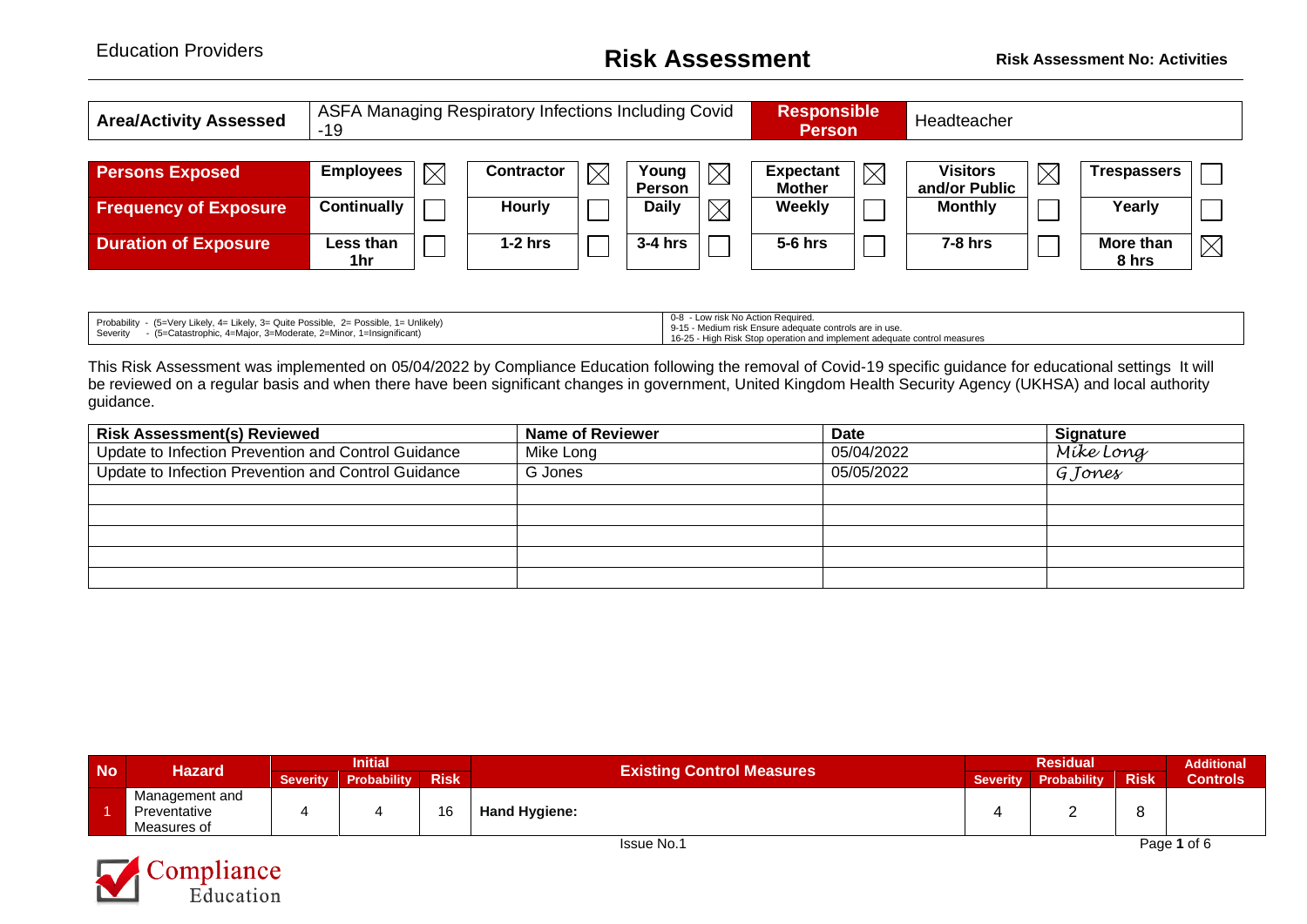# Risk Assessment

Education Providers

**Risk Assessment No: Activities**

| **Area/Activity Assessed** | ASFA Managing Respiratory Infections Including Covid -19 | **Responsible Person** | Headteacher |
|---|---|---|---|

| **Persons Exposed** | **Employees** | ☒ | **Contractor** | ☒ | **Young Person** | ☒ | **Expectant Mother** | ☒ | **Visitors and/or Public** | ☒ | **Trespassers** | ☐ |
|---|---|---|---|---|---|---|---|---|---|---|---|---|
| **Frequency of Exposure** | **Continually** | ☐ | **Hourly** | ☐ | **Daily** | ☒ | **Weekly** | ☐ | **Monthly** | ☐ | **Yearly** | ☐ |
| **Duration of Exposure** | **Less than 1hr** | ☐ | **1-2 hrs** | ☐ | **3-4 hrs** | ☐ | **5-6 hrs** | ☐ | **7-8 hrs** | ☐ | **More than 8 hrs** | ☒ |

| | |
|---|---|
| Probability - (5=Very Likely, 4= Likely, 3= Quite Possible, 2= Possible, 1= Unlikely)<br>Severity - (5=Catastrophic, 4=Major, 3=Moderate, 2=Minor, 1=Insignificant) | 0-8 - Low risk No Action Required.<br>9-15 - Medium risk Ensure adequate controls are in use.<br>16-25 - High Risk Stop operation and implement adequate control measures |

This Risk Assessment was implemented on 05/04/2022 by Compliance Education following the removal of Covid-19 specific guidance for educational settings It will be reviewed on a regular basis and when there have been significant changes in government, United Kingdom Health Security Agency (UKHSA) and local authority guidance.

| Risk Assessment(s) Reviewed | Name of Reviewer | Date | Signature |
|---|---|---|---|
| Update to Infection Prevention and Control Guidance | Mike Long | 05/04/2022 | Mike Long |
| Update to Infection Prevention and Control Guidance | G Jones | 05/05/2022 | G Jones |
| | | | |
| | | | |
| | | | |
| | | | |
| | | | |

| No | Hazard | Initial | | | Existing Control Measures | Residual | | | Additional Controls |
|---|---|---|---|---|---|---|---|---|---|
| | | Severity | Probability | Risk | | Severity | Probability | Risk | |
| 1 | Management and Preventative Measures of | 4 | 4 | 16 | **Hand Hygiene:** | 4 | 2 | 8 | |

Issue No.1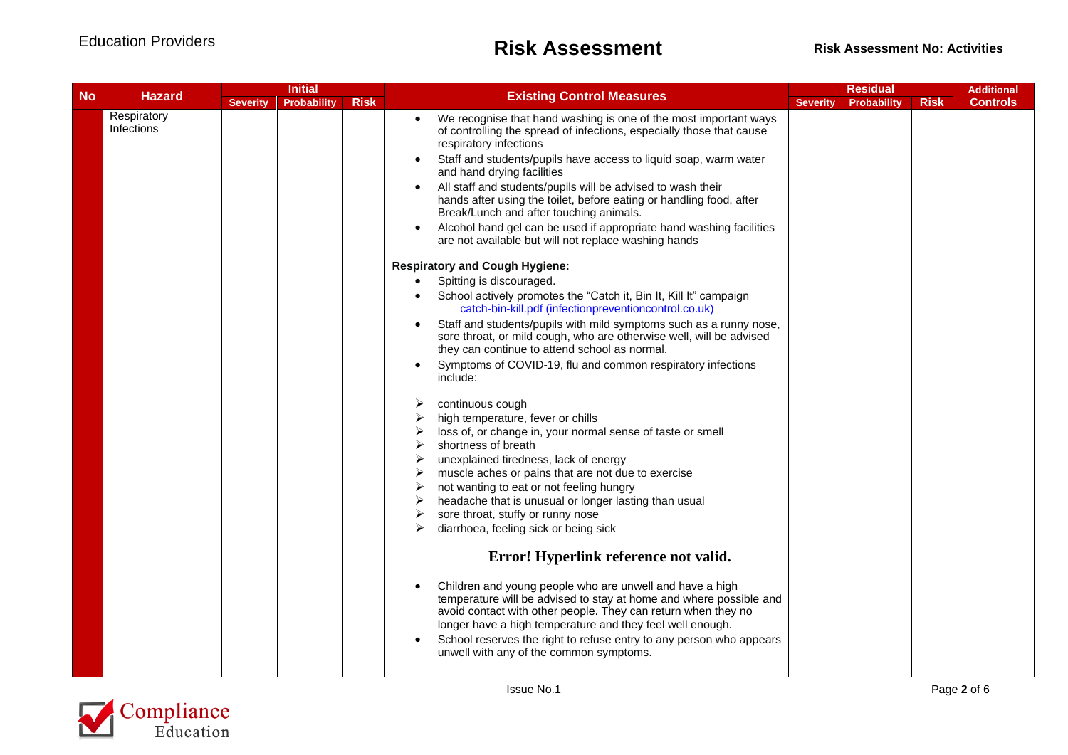| No | Hazard | Initial | | | Existing Control Measures | Residual | | | Additional Controls |
|---|---|---|---|---|---|---|---|---|---|
| | | Severity | Probability | Risk | | Severity | Probability | Risk | |
| | Respiratory Infections | | | | • We recognise that hand washing is one of the most important ways of controlling the spread of infections, especially those that cause respiratory infections<br>• Staff and students/pupils have access to liquid soap, warm water and hand drying facilities<br>• All staff and students/pupils will be advised to wash their hands after using the toilet, before eating or handling food, after Break/Lunch and after touching animals.<br>• Alcohol hand gel can be used if appropriate hand washing facilities are not available but will not replace washing hands<br><br>**Respiratory and Cough Hygiene:**<br>• Spitting is discouraged.<br>• School actively promotes the "Catch it, Bin It, Kill It" campaign catch-bin-kill.pdf (infectionpreventioncontrol.co.uk)<br>• Staff and students/pupils with mild symptoms such as a runny nose, sore throat, or mild cough, who are otherwise well, will be advised they can continue to attend school as normal.<br>• Symptoms of COVID-19, flu and common respiratory infections include:<br>➢ continuous cough<br>➢ high temperature, fever or chills<br>➢ loss of, or change in, your normal sense of taste or smell<br>➢ shortness of breath<br>➢ unexplained tiredness, lack of energy<br>➢ muscle aches or pains that are not due to exercise<br>➢ not wanting to eat or not feeling hungry<br>➢ headache that is unusual or longer lasting than usual<br>➢ sore throat, stuffy or runny nose<br>➢ diarrhoea, feeling sick or being sick<br><br>**Error! Hyperlink reference not valid.**<br><br>• Children and young people who are unwell and have a high temperature will be advised to stay at home and where possible and avoid contact with other people. They can return when they no longer have a high temperature and they feel well enough.<br>• School reserves the right to refuse entry to any person who appears unwell with any of the common symptoms. | | | | |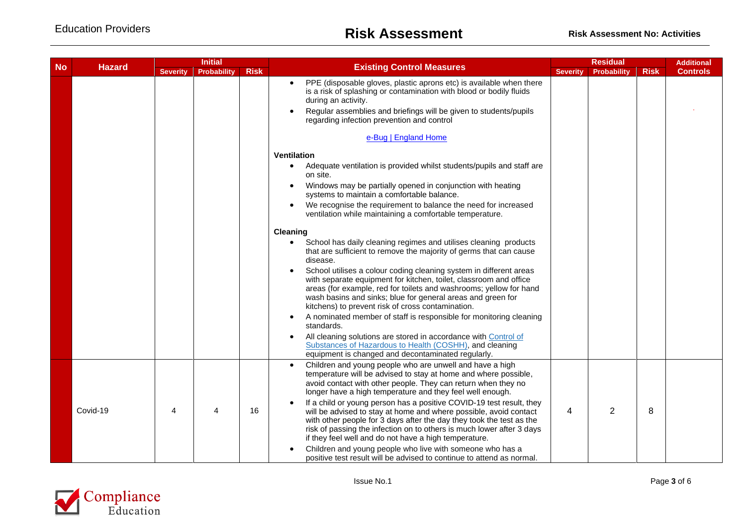| No | Hazard | Initial | | | Existing Control Measures | Residual | | | Additional Controls |
|---|---|---|---|---|---|---|---|---|---|
| | | Severity | Probability | Risk | | Severity | Probability | Risk | |
| | | | | | • PPE (disposable gloves, plastic aprons etc) is available when there is a risk of splashing or contamination with blood or bodily fluids during an activity.<br>• Regular assemblies and briefings will be given to students/pupils regarding infection prevention and control<br><br>[e-Bug \| England Home]<br><br>**Ventilation**<br>• Adequate ventilation is provided whilst students/pupils and staff are on site.<br>• Windows may be partially opened in conjunction with heating systems to maintain a comfortable balance.<br>• We recognise the requirement to balance the need for increased ventilation while maintaining a comfortable temperature.<br><br>**Cleaning**<br>• School has daily cleaning regimes and utilises cleaning products that are sufficient to remove the majority of germs that can cause disease.<br>• School utilises a colour coding cleaning system in different areas with separate equipment for kitchen, toilet, classroom and office areas (for example, red for toilets and washrooms; yellow for hand wash basins and sinks; blue for general areas and green for kitchens) to prevent risk of cross contamination.<br>• A nominated member of staff is responsible for monitoring cleaning standards.<br>• All cleaning solutions are stored in accordance with Control of Substances of Hazardous to Health (COSHH), and cleaning equipment is changed and decontaminated regularly. | | | | |
| | Covid-19 | 4 | 4 | 16 | • Children and young people who are unwell and have a high temperature will be advised to stay at home and where possible, avoid contact with other people. They can return when they no longer have a high temperature and they feel well enough.<br>• If a child or young person has a positive COVID-19 test result, they will be advised to stay at home and where possible, avoid contact with other people for 3 days after the day they took the test as the risk of passing the infection on to others is much lower after 3 days if they feel well and do not have a high temperature.<br>• Children and young people who live with someone who has a positive test result will be advised to continue to attend as normal. | 4 | 2 | 8 | |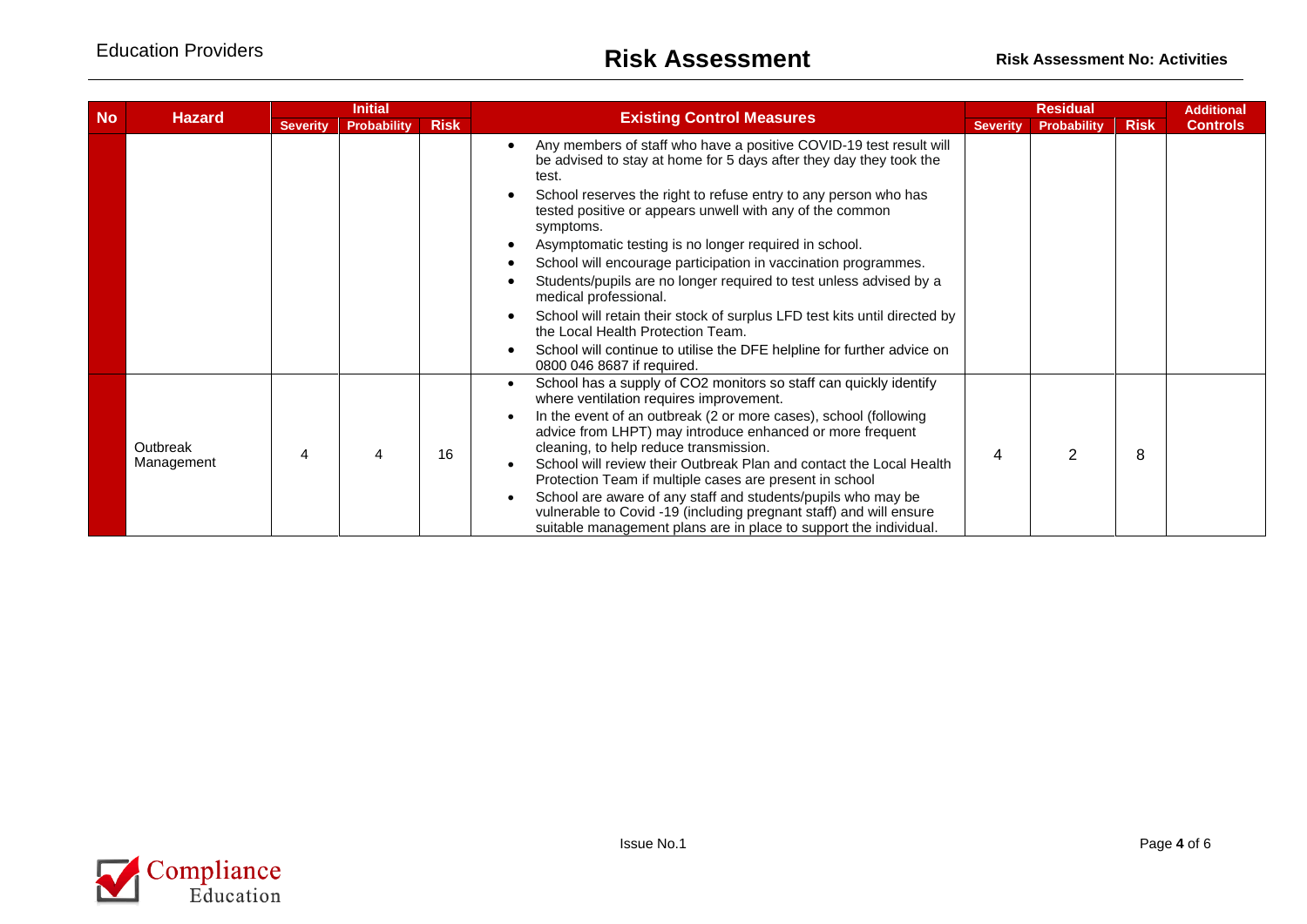| No | Hazard | Initial | | | Existing Control Measures | Residual | | | Additional Controls |
|---|---|---|---|---|---|---|---|---|---|
| | | Severity | Probability | Risk | | Severity | Probability | Risk | |
| | | | | | • Any members of staff who have a positive COVID-19 test result will be advised to stay at home for 5 days after they day they took the test.<br>• School reserves the right to refuse entry to any person who has tested positive or appears unwell with any of the common symptoms.<br>• Asymptomatic testing is no longer required in school.<br>• School will encourage participation in vaccination programmes.<br>• Students/pupils are no longer required to test unless advised by a medical professional.<br>• School will retain their stock of surplus LFD test kits until directed by the Local Health Protection Team.<br>• School will continue to utilise the DFE helpline for further advice on 0800 046 8687 if required. | | | | |
| | Outbreak Management | 4 | 4 | 16 | • School has a supply of CO2 monitors so staff can quickly identify where ventilation requires improvement.<br>• In the event of an outbreak (2 or more cases), school (following advice from LHPT) may introduce enhanced or more frequent cleaning, to help reduce transmission.<br>• School will review their Outbreak Plan and contact the Local Health Protection Team if multiple cases are present in school<br>• School are aware of any staff and students/pupils who may be vulnerable to Covid -19 (including pregnant staff) and will ensure suitable management plans are in place to support the individual. | 4 | 2 | 8 | |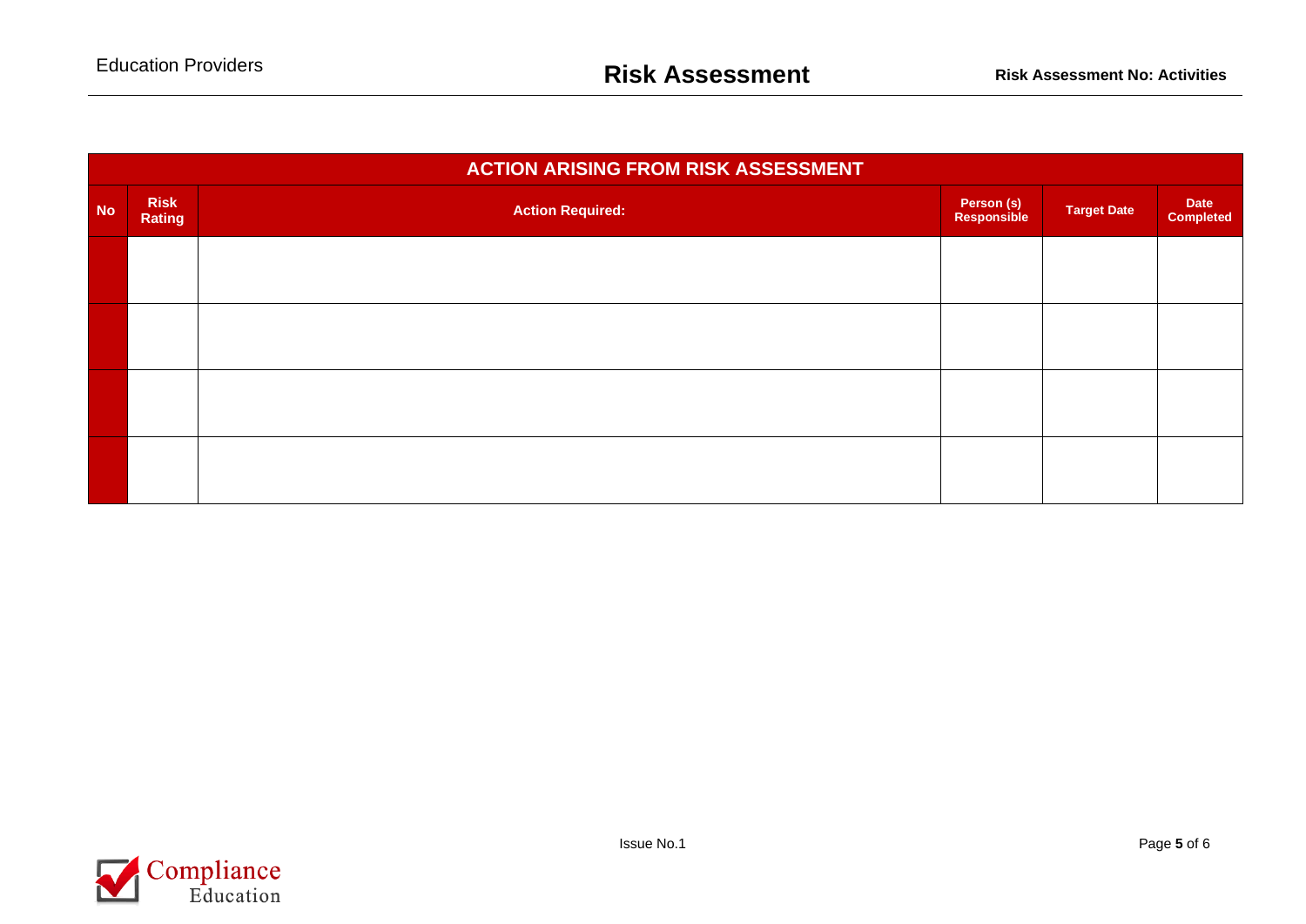| ACTION ARISING FROM RISK ASSESSMENT | | | | | |
|---|---|---|---|---|---|
| **No** | **Risk Rating** | **Action Required:** | **Person (s) Responsible** | **Target Date** | **Date Completed** |
| | | | | | |
| | | | | | |
| | | | | | |
| | | | | | |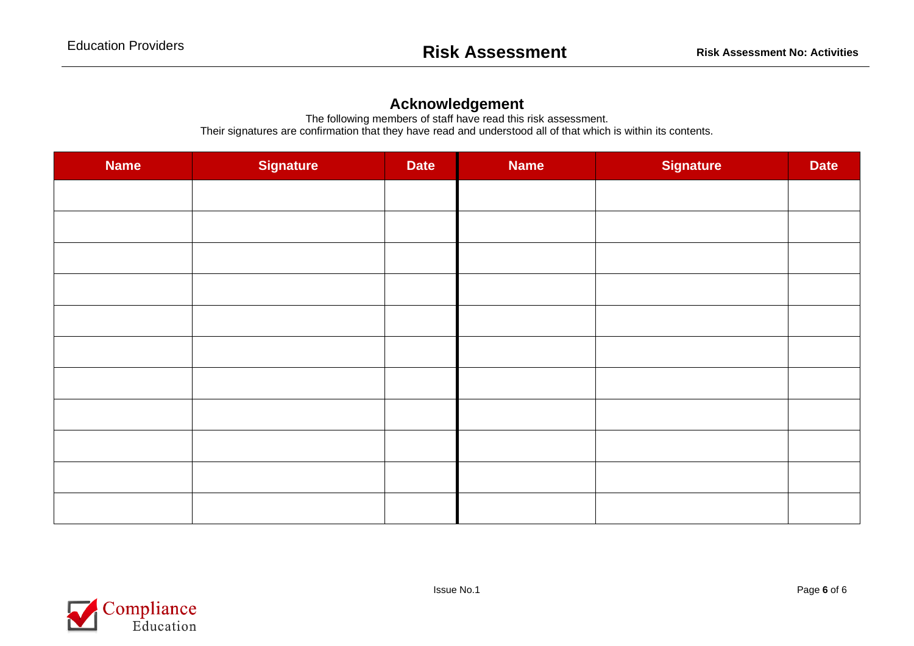## Acknowledgement

The following members of staff have read this risk assessment.
Their signatures are confirmation that they have read and understood all of that which is within its contents.

| Name | Signature | Date | Name | Signature | Date |
|---|---|---|---|---|---|
| | | | | | |
| | | | | | |
| | | | | | |
| | | | | | |
| | | | | | |
| | | | | | |
| | | | | | |
| | | | | | |
| | | | | | |
| | | | | | |
| | | | | | |